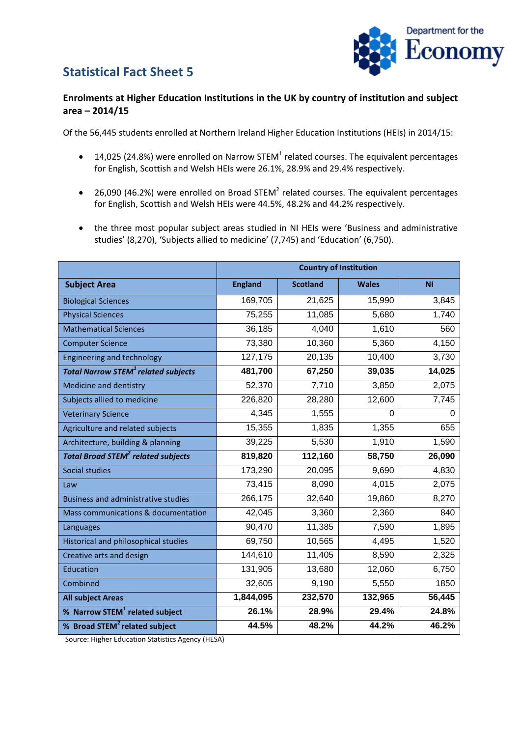# Statistical Fact Sheet 5

Department for the Economy

### Enrolments at Higher Education Institutions in the UK by country of institution and subject area – 2014/15

Of the 56,445 students enrolled at Northern Ireland Higher Education Institutions (HEIs) in 2014/15:

- 14,025 (24.8%) were enrolled on Narrow STEM[1] related courses. The equivalent percentages for English, Scottish and Welsh HEIs were 26.1%, 28.9% and 29.4% respectively.
- 26,090 (46.2%) were enrolled on Broad STEM[2] related courses. The equivalent percentages for English, Scottish and Welsh HEIs were 44.5%, 48.2% and 44.2% respectively.
- the three most popular subject areas studied in NI HEIs were 'Business and administrative studies' (8,270), 'Subjects allied to medicine' (7,745) and 'Education' (6,750).

| | Country of Institution | | | |
|---|---|---|---|---|
| **Subject Area** | **England** | **Scotland** | **Wales** | **NI** |
| Biological Sciences | 169,705 | 21,625 | 15,990 | 3,845 |
| Physical Sciences | 75,255 | 11,085 | 5,680 | 1,740 |
| Mathematical Sciences | 36,185 | 4,040 | 1,610 | 560 |
| Computer Science | 73,380 | 10,360 | 5,360 | 4,150 |
| Engineering and technology | 127,175 | 20,135 | 10,400 | 3,730 |
| ***Total Narrow STEM[1] related subjects*** | **481,700** | **67,250** | **39,035** | **14,025** |
| Medicine and dentistry | 52,370 | 7,710 | 3,850 | 2,075 |
| Subjects allied to medicine | 226,820 | 28,280 | 12,600 | 7,745 |
| Veterinary Science | 4,345 | 1,555 | 0 | 0 |
| Agriculture and related subjects | 15,355 | 1,835 | 1,355 | 655 |
| Architecture, building & planning | 39,225 | 5,530 | 1,910 | 1,590 |
| ***Total Broad STEM[2] related subjects*** | **819,820** | **112,160** | **58,750** | **26,090** |
| Social studies | 173,290 | 20,095 | 9,690 | 4,830 |
| Law | 73,415 | 8,090 | 4,015 | 2,075 |
| Business and administrative studies | 266,175 | 32,640 | 19,860 | 8,270 |
| Mass communications & documentation | 42,045 | 3,360 | 2,360 | 840 |
| Languages | 90,470 | 11,385 | 7,590 | 1,895 |
| Historical and philosophical studies | 69,750 | 10,565 | 4,495 | 1,520 |
| Creative arts and design | 144,610 | 11,405 | 8,590 | 2,325 |
| Education | 131,905 | 13,680 | 12,060 | 6,750 |
| Combined | 32,605 | 9,190 | 5,550 | 1850 |
| **All subject Areas** | **1,844,095** | **232,570** | **132,965** | **56,445** |
| **% Narrow STEM[1] related subject** | **26.1%** | **28.9%** | **29.4%** | **24.8%** |
| **% Broad STEM[2] related subject** | **44.5%** | **48.2%** | **44.2%** | **46.2%** |

Source: Higher Education Statistics Agency (HESA)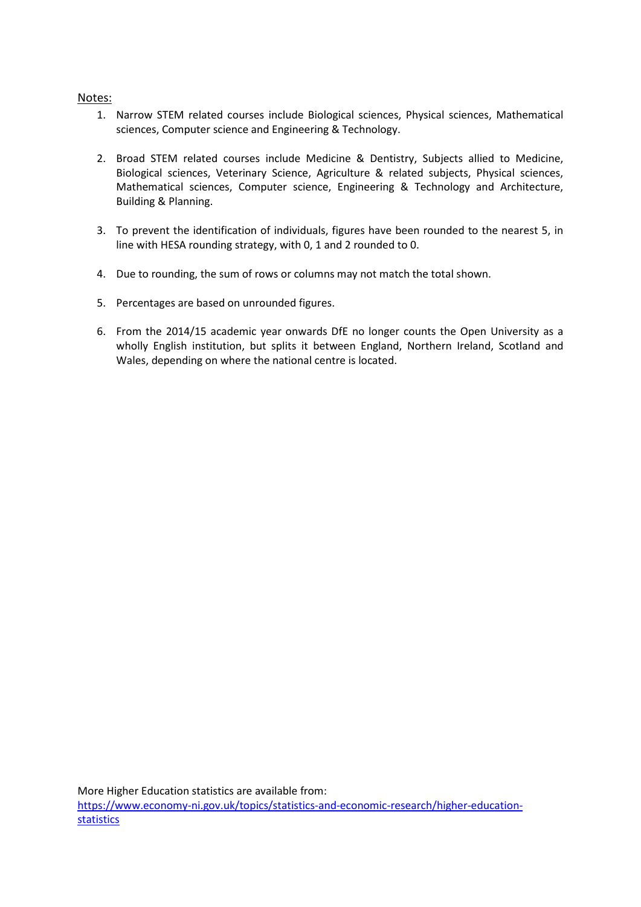Notes:

1. Narrow STEM related courses include Biological sciences, Physical sciences, Mathematical sciences, Computer science and Engineering & Technology.

2. Broad STEM related courses include Medicine & Dentistry, Subjects allied to Medicine, Biological sciences, Veterinary Science, Agriculture & related subjects, Physical sciences, Mathematical sciences, Computer science, Engineering & Technology and Architecture, Building & Planning.

3. To prevent the identification of individuals, figures have been rounded to the nearest 5, in line with HESA rounding strategy, with 0, 1 and 2 rounded to 0.

4. Due to rounding, the sum of rows or columns may not match the total shown.

5. Percentages are based on unrounded figures.

6. From the 2014/15 academic year onwards DfE no longer counts the Open University as a wholly English institution, but splits it between England, Northern Ireland, Scotland and Wales, depending on where the national centre is located.

More Higher Education statistics are available from:
[https://www.economy-ni.gov.uk/topics/statistics-and-economic-research/higher-education-statistics](https://www.economy-ni.gov.uk/topics/statistics-and-economic-research/higher-education-statistics)